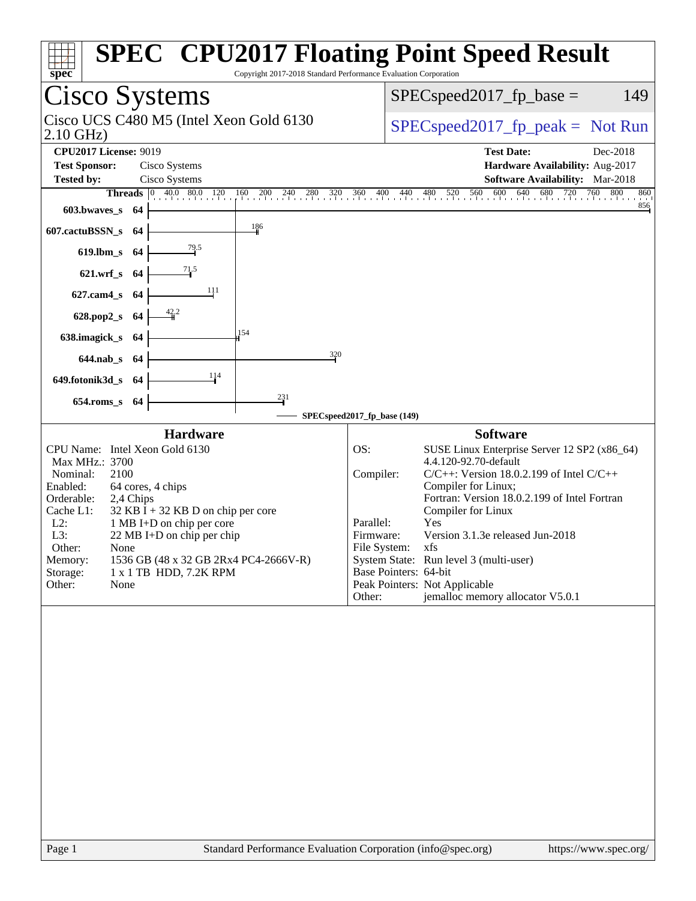# SPEC CPU2017 Floating Point Speed Result

Copyright 2017-2018 Standard Performance Evaluation Corporation

## Cisco Systems

Cisco UCS C480 M5 (Intel Xeon Gold 6130 2.10 GHz)

SPECspeed2017_fp_base = 149

SPECspeed2017_fp_peak = Not Run

**CPU2017 License:** 9019
**Test Sponsor:** Cisco Systems
**Tested by:** Cisco Systems

**Test Date:** Dec-2018
**Hardware Availability:** Aug-2017
**Software Availability:** Mar-2018

| Benchmark | Threads | Base Ratio |
|---|---|---|
| 603.bwaves_s | 64 | 856 |
| 607.cactuBSSN_s | 64 | 186 |
| 619.lbm_s | 64 | 79.5 |
| 621.wrf_s | 64 | 71.5 |
| 627.cam4_s | 64 | 111 |
| 628.pop2_s | 64 | 42.2 |
| 638.imagick_s | 64 | 154 |
| 644.nab_s | 64 | 320 |
| 649.fotonik3d_s | 64 | 114 |
| 654.roms_s | 64 | 231 |

SPECspeed2017_fp_base (149)

### Hardware

| | |
|---|---|
| CPU Name: | Intel Xeon Gold 6130 |
| Max MHz.: | 3700 |
| Nominal: | 2100 |
| Enabled: | 64 cores, 4 chips |
| Orderable: | 2,4 Chips |
| Cache L1: | 32 KB I + 32 KB D on chip per core |
| L2: | 1 MB I+D on chip per core |
| L3: | 22 MB I+D on chip per chip |
| Other: | None |
| Memory: | 1536 GB (48 x 32 GB 2Rx4 PC4-2666V-R) |
| Storage: | 1 x 1 TB HDD, 7.2K RPM |
| Other: | None |

### Software

| | |
|---|---|
| OS: | SUSE Linux Enterprise Server 12 SP2 (x86_64) 4.4.120-92.70-default |
| Compiler: | C/C++: Version 18.0.2.199 of Intel C/C++ Compiler for Linux; Fortran: Version 18.0.2.199 of Intel Fortran Compiler for Linux |
| Parallel: | Yes |
| Firmware: | Version 3.1.3e released Jun-2018 |
| File System: | xfs |
| System State: | Run level 3 (multi-user) |
| Base Pointers: | 64-bit |
| Peak Pointers: | Not Applicable |
| Other: | jemalloc memory allocator V5.0.1 |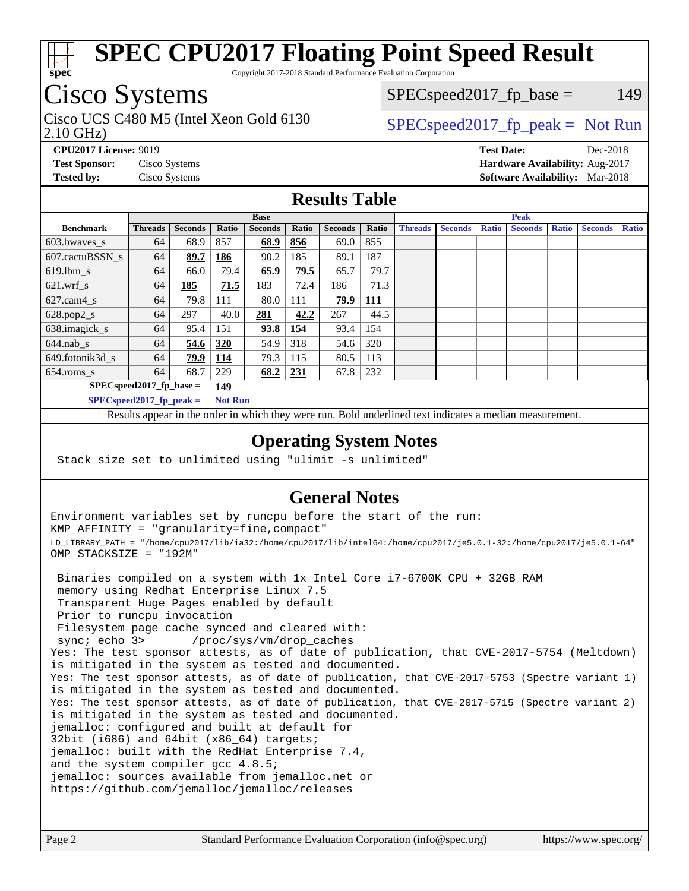# SPEC CPU2017 Floating Point Speed Result

Copyright 2017-2018 Standard Performance Evaluation Corporation

## Cisco Systems

Cisco UCS C480 M5 (Intel Xeon Gold 6130 2.10 GHz)

SPECspeed2017_fp_base = 149

SPECspeed2017_fp_peak = Not Run

**CPU2017 License:** 9019
**Test Sponsor:** Cisco Systems
**Tested by:** Cisco Systems

**Test Date:** Dec-2018
**Hardware Availability:** Aug-2017
**Software Availability:** Mar-2018

## Results Table

| Benchmark | Base | | | | | | | Peak | | | | | | |
|---|---|---|---|---|---|---|---|---|---|---|---|---|---|---|
| | Threads | Seconds | Ratio | Seconds | Ratio | Seconds | Ratio | Threads | Seconds | Ratio | Seconds | Ratio | Seconds | Ratio |
| 603.bwaves_s | 64 | 68.9 | 857 | **68.9** | **856** | 69.0 | 855 | | | | | | | |
| 607.cactuBSSN_s | 64 | **89.7** | **186** | 90.2 | 185 | 89.1 | 187 | | | | | | | |
| 619.lbm_s | 64 | 66.0 | 79.4 | **65.9** | **79.5** | 65.7 | 79.7 | | | | | | | |
| 621.wrf_s | 64 | **185** | **71.5** | 183 | 72.4 | 186 | 71.3 | | | | | | | |
| 627.cam4_s | 64 | 79.8 | 111 | 80.0 | 111 | **79.9** | **111** | | | | | | | |
| 628.pop2_s | 64 | 297 | 40.0 | **281** | **42.2** | 267 | 44.5 | | | | | | | |
| 638.imagick_s | 64 | 95.4 | 151 | **93.8** | **154** | 93.4 | 154 | | | | | | | |
| 644.nab_s | 64 | **54.6** | **320** | 54.9 | 318 | 54.6 | 320 | | | | | | | |
| 649.fotonik3d_s | 64 | **79.9** | **114** | 79.3 | 115 | 80.5 | 113 | | | | | | | |
| 654.roms_s | 64 | 68.7 | 229 | **68.2** | **231** | 67.8 | 232 | | | | | | | |

SPECspeed2017_fp_base = **149**

SPECspeed2017_fp_peak = **Not Run**

Results appear in the order in which they were run. Bold underlined text indicates a median measurement.

## Operating System Notes

```
Stack size set to unlimited using "ulimit -s unlimited"
```

## General Notes

```
Environment variables set by runcpu before the start of the run:
KMP_AFFINITY = "granularity=fine,compact"
LD_LIBRARY_PATH = "/home/cpu2017/lib/ia32:/home/cpu2017/lib/intel64:/home/cpu2017/je5.0.1-32:/home/cpu2017/je5.0.1-64"
OMP_STACKSIZE = "192M"

 Binaries compiled on a system with 1x Intel Core i7-6700K CPU + 32GB RAM
 memory using Redhat Enterprise Linux 7.5
 Transparent Huge Pages enabled by default
 Prior to runcpu invocation
 Filesystem page cache synced and cleared with:
 sync; echo 3>       /proc/sys/vm/drop_caches
Yes: The test sponsor attests, as of date of publication, that CVE-2017-5754 (Meltdown)
is mitigated in the system as tested and documented.
Yes: The test sponsor attests, as of date of publication, that CVE-2017-5753 (Spectre variant 1)
is mitigated in the system as tested and documented.
Yes: The test sponsor attests, as of date of publication, that CVE-2017-5715 (Spectre variant 2)
is mitigated in the system as tested and documented.
jemalloc: configured and built at default for
32bit (i686) and 64bit (x86_64) targets;
jemalloc: built with the RedHat Enterprise 7.4,
and the system compiler gcc 4.8.5;
jemalloc: sources available from jemalloc.net or
https://github.com/jemalloc/jemalloc/releases
```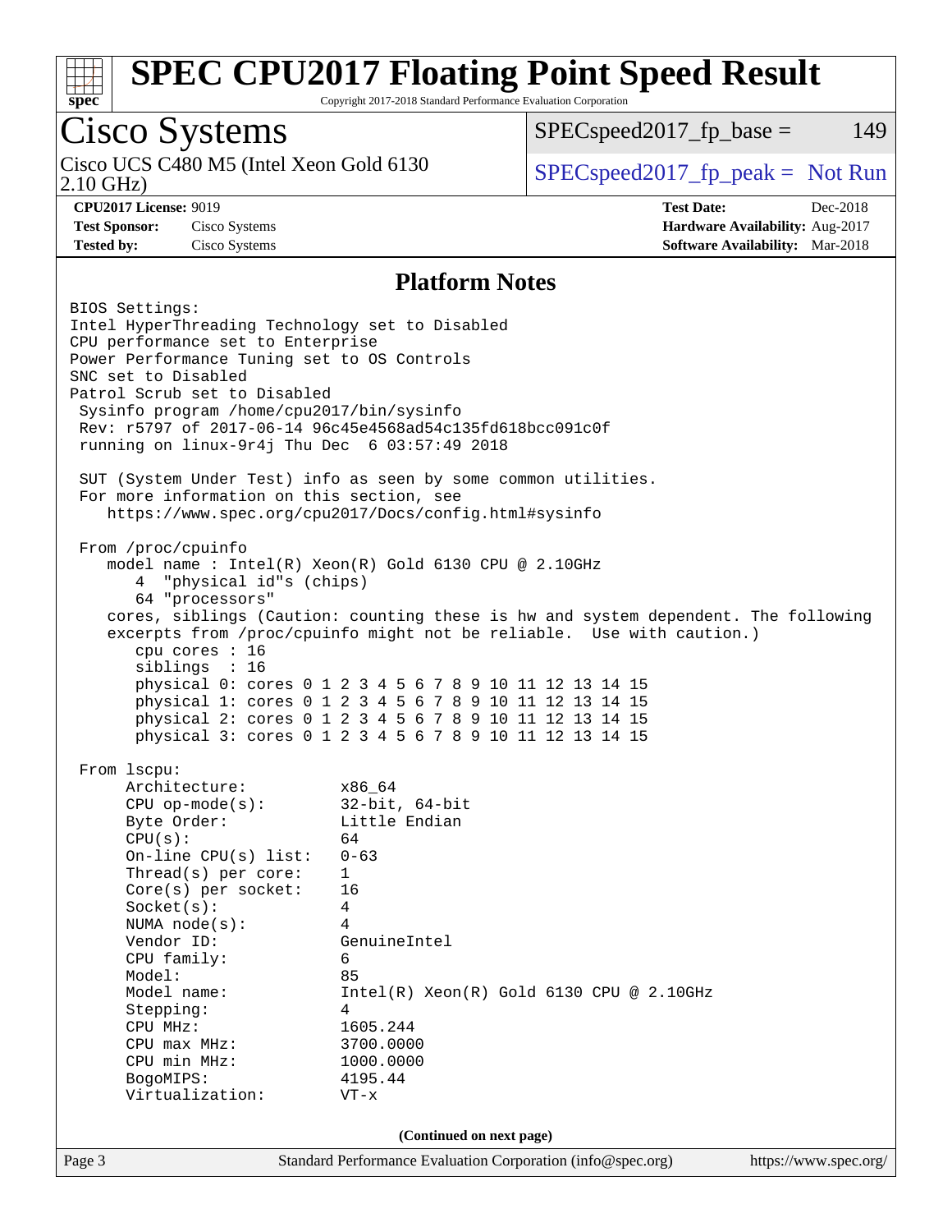# SPEC CPU2017 Floating Point Speed Result

Copyright 2017-2018 Standard Performance Evaluation Corporation

## Cisco Systems

Cisco UCS C480 M5 (Intel Xeon Gold 6130 2.10 GHz)

SPECspeed2017_fp_base = 149

SPECspeed2017_fp_peak = Not Run

**CPU2017 License:** 9019
**Test Sponsor:** Cisco Systems
**Tested by:** Cisco Systems

**Test Date:** Dec-2018
**Hardware Availability:** Aug-2017
**Software Availability:** Mar-2018

### Platform Notes

```
BIOS Settings:
Intel HyperThreading Technology set to Disabled
CPU performance set to Enterprise
Power Performance Tuning set to OS Controls
SNC set to Disabled
Patrol Scrub set to Disabled
 Sysinfo program /home/cpu2017/bin/sysinfo
 Rev: r5797 of 2017-06-14 96c45e4568ad54c135fd618bcc091c0f
 running on linux-9r4j Thu Dec  6 03:57:49 2018

 SUT (System Under Test) info as seen by some common utilities.
 For more information on this section, see
    https://www.spec.org/cpu2017/Docs/config.html#sysinfo

 From /proc/cpuinfo
    model name : Intel(R) Xeon(R) Gold 6130 CPU @ 2.10GHz
       4  "physical id"s (chips)
       64 "processors"
    cores, siblings (Caution: counting these is hw and system dependent. The following
    excerpts from /proc/cpuinfo might not be reliable.  Use with caution.)
       cpu cores : 16
       siblings  : 16
       physical 0: cores 0 1 2 3 4 5 6 7 8 9 10 11 12 13 14 15
       physical 1: cores 0 1 2 3 4 5 6 7 8 9 10 11 12 13 14 15
       physical 2: cores 0 1 2 3 4 5 6 7 8 9 10 11 12 13 14 15
       physical 3: cores 0 1 2 3 4 5 6 7 8 9 10 11 12 13 14 15

 From lscpu:
      Architecture:          x86_64
      CPU op-mode(s):        32-bit, 64-bit
      Byte Order:            Little Endian
      CPU(s):                64
      On-line CPU(s) list:   0-63
      Thread(s) per core:    1
      Core(s) per socket:    16
      Socket(s):             4
      NUMA node(s):          4
      Vendor ID:             GenuineIntel
      CPU family:            6
      Model:                 85
      Model name:            Intel(R) Xeon(R) Gold 6130 CPU @ 2.10GHz
      Stepping:              4
      CPU MHz:               1605.244
      CPU max MHz:           3700.0000
      CPU min MHz:           1000.0000
      BogoMIPS:              4195.44
      Virtualization:        VT-x
```

**(Continued on next page)**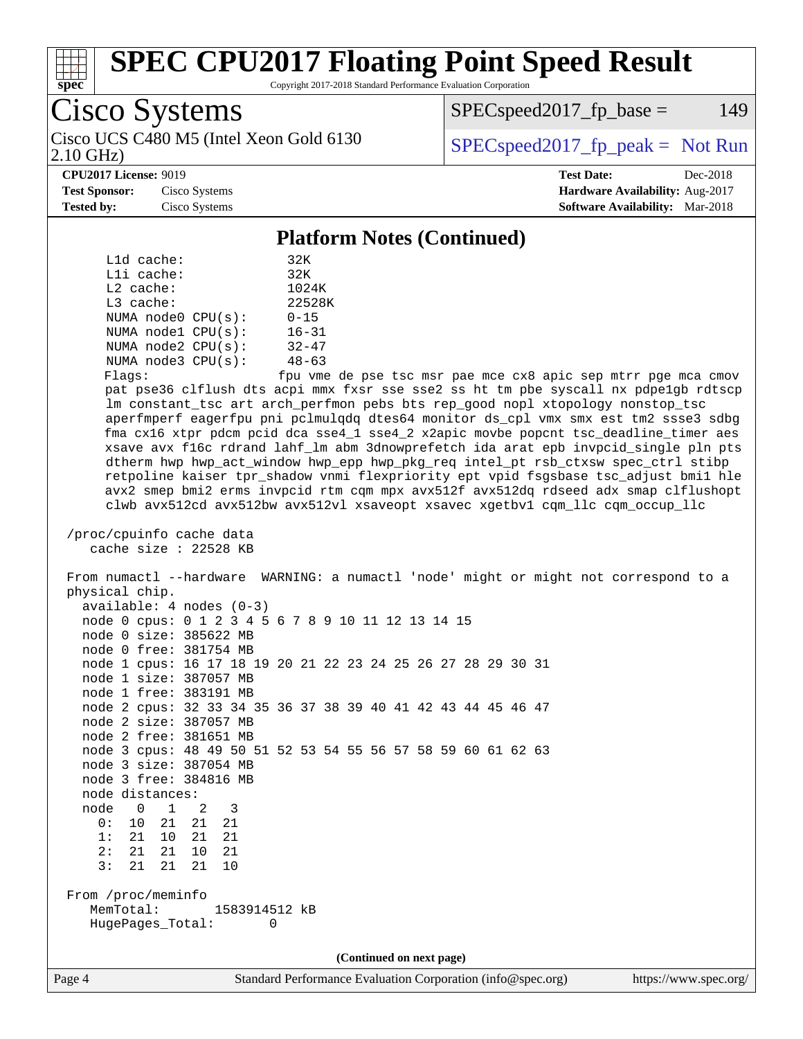## Platform Notes (Continued)

```
     L1d cache:             32K
     L1i cache:             32K
     L2 cache:              1024K
     L3 cache:              22528K
     NUMA node0 CPU(s):     0-15
     NUMA node1 CPU(s):     16-31
     NUMA node2 CPU(s):     32-47
     NUMA node3 CPU(s):     48-63
     Flags:                 fpu vme de pse tsc msr pae mce cx8 apic sep mtrr pge mca cmov
     pat pse36 clflush dts acpi mmx fxsr sse sse2 ss ht tm pbe syscall nx pdpe1gb rdtscp
     lm constant_tsc art arch_perfmon pebs bts rep_good nopl xtopology nonstop_tsc
     aperfmperf eagerfpu pni pclmulqdq dtes64 monitor ds_cpl vmx smx est tm2 ssse3 sdbg
     fma cx16 xtpr pdcm pcid dca sse4_1 sse4_2 x2apic movbe popcnt tsc_deadline_timer aes
     xsave avx f16c rdrand lahf_lm abm 3dnowprefetch ida arat epb invpcid_single pln pts
     dtherm hwp hwp_act_window hwp_epp hwp_pkg_req intel_pt rsb_ctxsw spec_ctrl stibp
     retpoline kaiser tpr_shadow vnmi flexpriority ept vpid fsgsbase tsc_adjust bmi1 hle
     avx2 smep bmi2 erms invpcid rtm cqm mpx avx512f avx512dq rdseed adx smap clflushopt
     clwb avx512cd avx512bw avx512vl xsaveopt xsavec xgetbv1 cqm_llc cqm_occup_llc

 /proc/cpuinfo cache data
    cache size : 22528 KB

 From numactl --hardware  WARNING: a numactl 'node' might or might not correspond to a
 physical chip.
   available: 4 nodes (0-3)
   node 0 cpus: 0 1 2 3 4 5 6 7 8 9 10 11 12 13 14 15
   node 0 size: 385622 MB
   node 0 free: 381754 MB
   node 1 cpus: 16 17 18 19 20 21 22 23 24 25 26 27 28 29 30 31
   node 1 size: 387057 MB
   node 1 free: 383191 MB
   node 2 cpus: 32 33 34 35 36 37 38 39 40 41 42 43 44 45 46 47
   node 2 size: 387057 MB
   node 2 free: 381651 MB
   node 3 cpus: 48 49 50 51 52 53 54 55 56 57 58 59 60 61 62 63
   node 3 size: 387054 MB
   node 3 free: 384816 MB
   node distances:
   node   0   1   2   3
     0:  10  21  21  21
     1:  21  10  21  21
     2:  21  21  10  21
     3:  21  21  21  10

 From /proc/meminfo
    MemTotal:       1583914512 kB
    HugePages_Total:       0
```

(Continued on next page)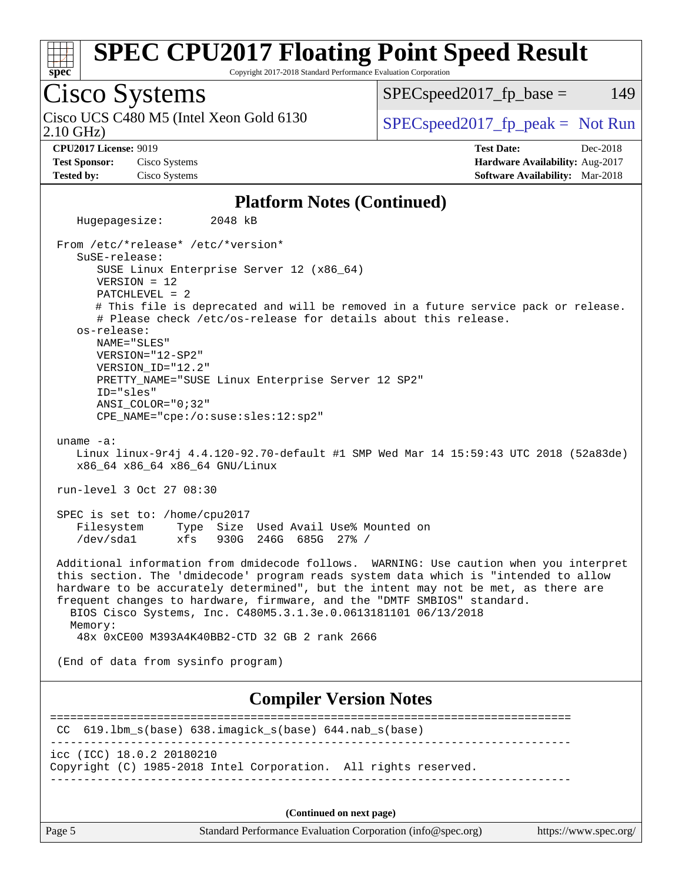# SPEC CPU2017 Floating Point Speed Result

Copyright 2017-2018 Standard Performance Evaluation Corporation

## Cisco Systems

Cisco UCS C480 M5 (Intel Xeon Gold 6130 2.10 GHz)

SPECspeed2017_fp_base = 149

SPECspeed2017_fp_peak = Not Run

**CPU2017 License:** 9019
**Test Sponsor:** Cisco Systems
**Tested by:** Cisco Systems

**Test Date:** Dec-2018
**Hardware Availability:** Aug-2017
**Software Availability:** Mar-2018

### Platform Notes (Continued)

```
   Hugepagesize:       2048 kB

 From /etc/*release* /etc/*version*
    SuSE-release:
       SUSE Linux Enterprise Server 12 (x86_64)
       VERSION = 12
       PATCHLEVEL = 2
       # This file is deprecated and will be removed in a future service pack or release.
       # Please check /etc/os-release for details about this release.
    os-release:
       NAME="SLES"
       VERSION="12-SP2"
       VERSION_ID="12.2"
       PRETTY_NAME="SUSE Linux Enterprise Server 12 SP2"
       ID="sles"
       ANSI_COLOR="0;32"
       CPE_NAME="cpe:/o:suse:sles:12:sp2"

 uname -a:
    Linux linux-9r4j 4.4.120-92.70-default #1 SMP Wed Mar 14 15:59:43 UTC 2018 (52a83de)
    x86_64 x86_64 x86_64 GNU/Linux

 run-level 3 Oct 27 08:30

 SPEC is set to: /home/cpu2017
    Filesystem     Type  Size  Used Avail Use% Mounted on
    /dev/sda1      xfs   930G  246G  685G  27% /

 Additional information from dmidecode follows.  WARNING: Use caution when you interpret
 this section. The 'dmidecode' program reads system data which is "intended to allow
 hardware to be accurately determined", but the intent may not be met, as there are
 frequent changes to hardware, firmware, and the "DMTF SMBIOS" standard.
   BIOS Cisco Systems, Inc. C480M5.3.1.3e.0.0613181101 06/13/2018
   Memory:
    48x 0xCE00 M393A4K40BB2-CTD 32 GB 2 rank 2666

 (End of data from sysinfo program)
```

### Compiler Version Notes

```
==============================================================================
 CC  619.lbm_s(base) 638.imagick_s(base) 644.nab_s(base)
------------------------------------------------------------------------------
icc (ICC) 18.0.2 20180210
Copyright (C) 1985-2018 Intel Corporation.  All rights reserved.
------------------------------------------------------------------------------
```

(Continued on next page)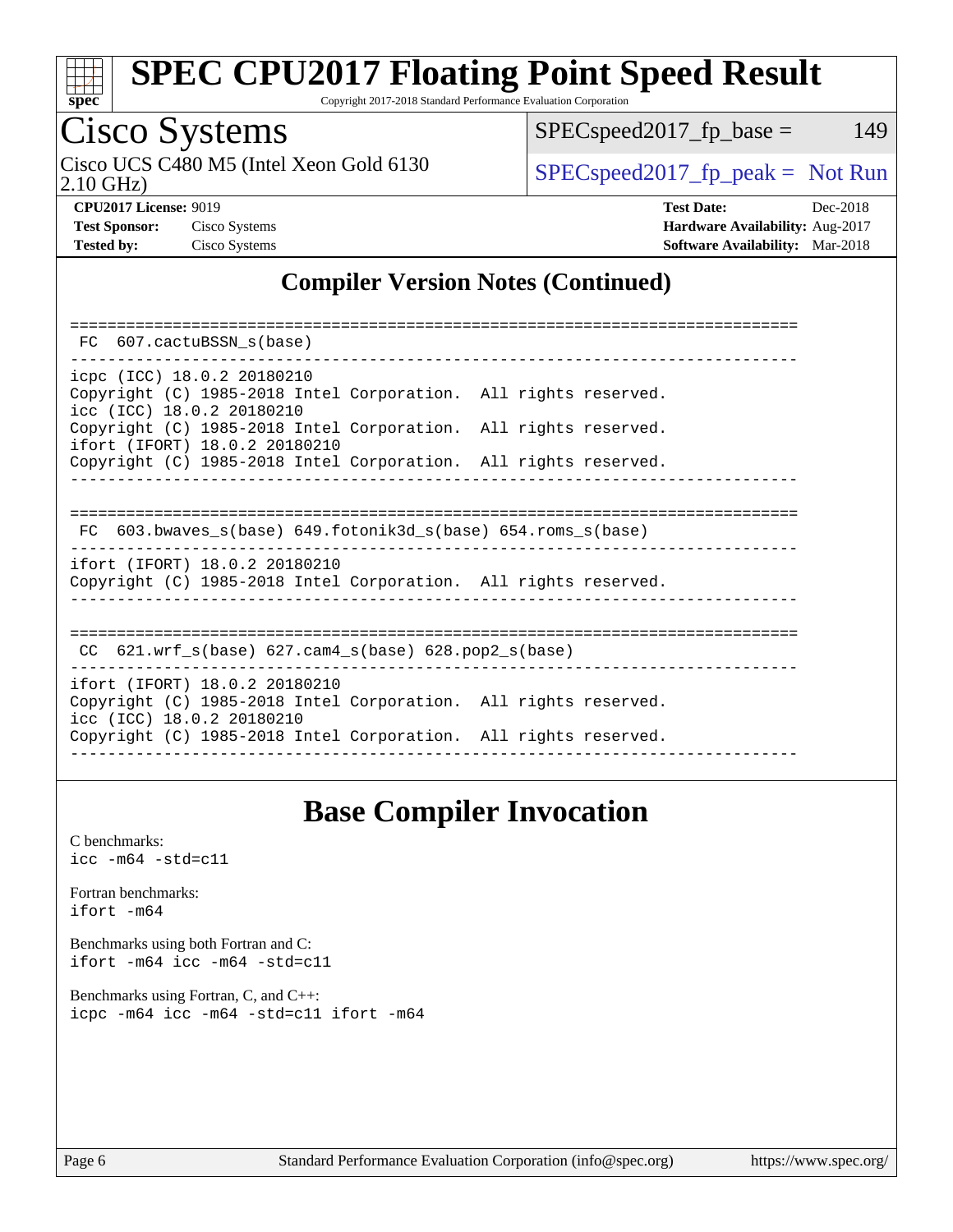## Compiler Version Notes (Continued)

```
==============================================================================
 FC  607.cactuBSSN_s(base)
------------------------------------------------------------------------------
icpc (ICC) 18.0.2 20180210
Copyright (C) 1985-2018 Intel Corporation.  All rights reserved.
icc (ICC) 18.0.2 20180210
Copyright (C) 1985-2018 Intel Corporation.  All rights reserved.
ifort (IFORT) 18.0.2 20180210
Copyright (C) 1985-2018 Intel Corporation.  All rights reserved.
------------------------------------------------------------------------------

==============================================================================
 FC  603.bwaves_s(base) 649.fotonik3d_s(base) 654.roms_s(base)
------------------------------------------------------------------------------
ifort (IFORT) 18.0.2 20180210
Copyright (C) 1985-2018 Intel Corporation.  All rights reserved.
------------------------------------------------------------------------------

==============================================================================
 CC  621.wrf_s(base) 627.cam4_s(base) 628.pop2_s(base)
------------------------------------------------------------------------------
ifort (IFORT) 18.0.2 20180210
Copyright (C) 1985-2018 Intel Corporation.  All rights reserved.
icc (ICC) 18.0.2 20180210
Copyright (C) 1985-2018 Intel Corporation.  All rights reserved.
------------------------------------------------------------------------------
```

## Base Compiler Invocation

C benchmarks:
`icc -m64 -std=c11`

Fortran benchmarks:
`ifort -m64`

Benchmarks using both Fortran and C:
`ifort -m64 icc -m64 -std=c11`

Benchmarks using Fortran, C, and C++:
`icpc -m64 icc -m64 -std=c11 ifort -m64`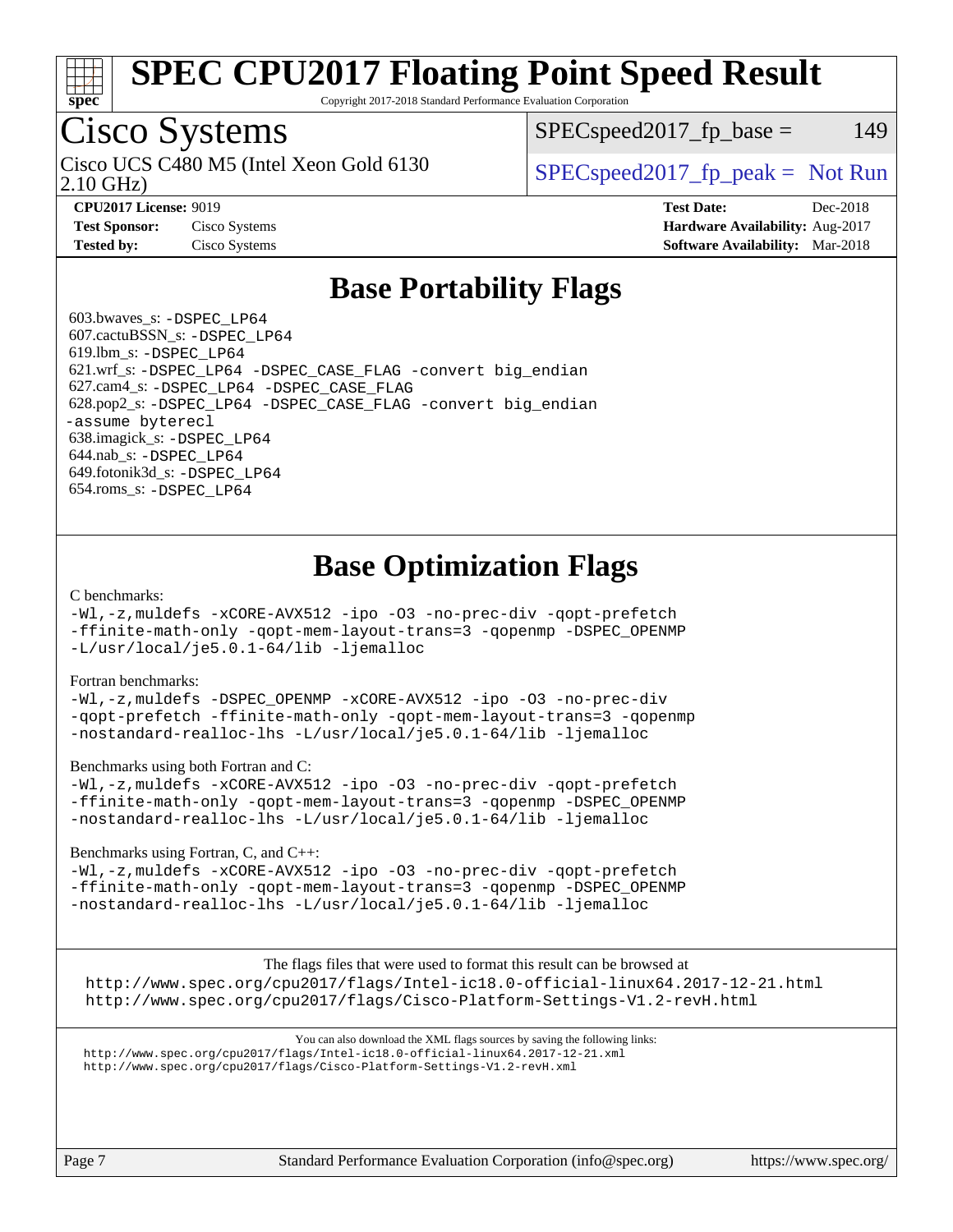# Base Portability Flags

603.bwaves_s: -DSPEC_LP64
607.cactuBSSN_s: -DSPEC_LP64
619.lbm_s: -DSPEC_LP64
621.wrf_s: -DSPEC_LP64 -DSPEC_CASE_FLAG -convert big_endian
627.cam4_s: -DSPEC_LP64 -DSPEC_CASE_FLAG
628.pop2_s: -DSPEC_LP64 -DSPEC_CASE_FLAG -convert big_endian -assume byterecl
638.imagick_s: -DSPEC_LP64
644.nab_s: -DSPEC_LP64
649.fotonik3d_s: -DSPEC_LP64
654.roms_s: -DSPEC_LP64

# Base Optimization Flags

C benchmarks:

```
-Wl,-z,muldefs -xCORE-AVX512 -ipo -O3 -no-prec-div -qopt-prefetch
-ffinite-math-only -qopt-mem-layout-trans=3 -qopenmp -DSPEC_OPENMP
-L/usr/local/je5.0.1-64/lib -ljemalloc
```

Fortran benchmarks:

```
-Wl,-z,muldefs -DSPEC_OPENMP -xCORE-AVX512 -ipo -O3 -no-prec-div
-qopt-prefetch -ffinite-math-only -qopt-mem-layout-trans=3 -qopenmp
-nostandard-realloc-lhs -L/usr/local/je5.0.1-64/lib -ljemalloc
```

Benchmarks using both Fortran and C:

```
-Wl,-z,muldefs -xCORE-AVX512 -ipo -O3 -no-prec-div -qopt-prefetch
-ffinite-math-only -qopt-mem-layout-trans=3 -qopenmp -DSPEC_OPENMP
-nostandard-realloc-lhs -L/usr/local/je5.0.1-64/lib -ljemalloc
```

Benchmarks using Fortran, C, and C++:

```
-Wl,-z,muldefs -xCORE-AVX512 -ipo -O3 -no-prec-div -qopt-prefetch
-ffinite-math-only -qopt-mem-layout-trans=3 -qopenmp -DSPEC_OPENMP
-nostandard-realloc-lhs -L/usr/local/je5.0.1-64/lib -ljemalloc
```

The flags files that were used to format this result can be browsed at
http://www.spec.org/cpu2017/flags/Intel-ic18.0-official-linux64.2017-12-21.html
http://www.spec.org/cpu2017/flags/Cisco-Platform-Settings-V1.2-revH.html

You can also download the XML flags sources by saving the following links:
http://www.spec.org/cpu2017/flags/Intel-ic18.0-official-linux64.2017-12-21.xml
http://www.spec.org/cpu2017/flags/Cisco-Platform-Settings-V1.2-revH.xml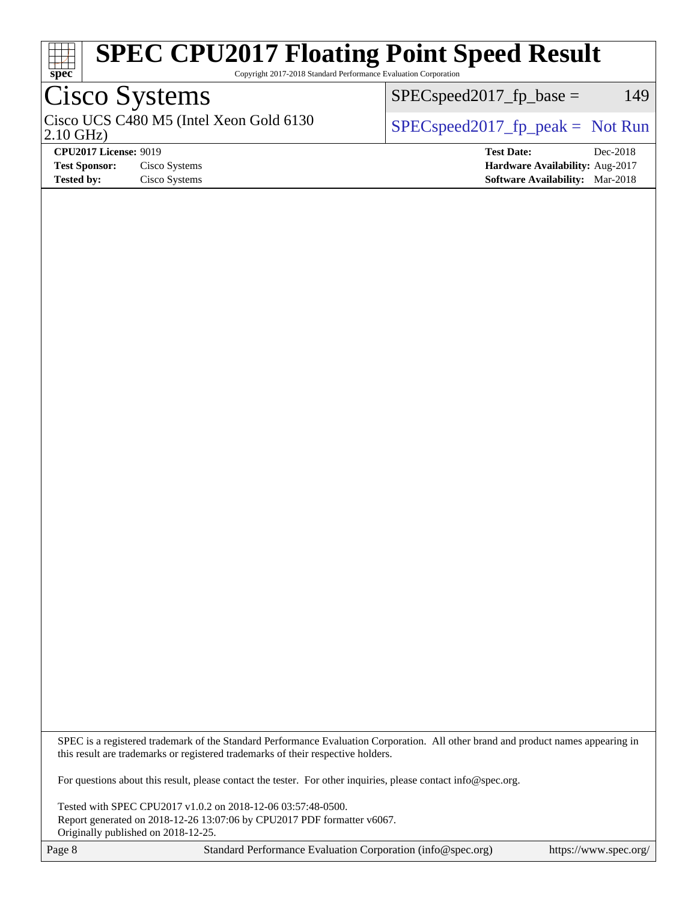SPEC is a registered trademark of the Standard Performance Evaluation Corporation. All other brand and product names appearing in this result are trademarks or registered trademarks of their respective holders.

For questions about this result, please contact the tester. For other inquiries, please contact info@spec.org.

Tested with SPEC CPU2017 v1.0.2 on 2018-12-06 03:57:48-0500.
Report generated on 2018-12-26 13:07:06 by CPU2017 PDF formatter v6067.
Originally published on 2018-12-25.